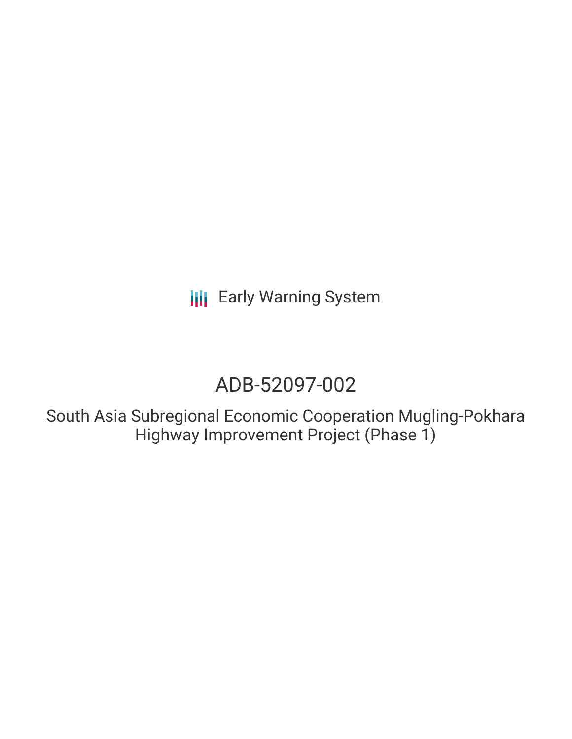Early Warning System

# ADB-52097-002

## South Asia Subregional Economic Cooperation Mugling-Pokhara Highway Improvement Project (Phase 1)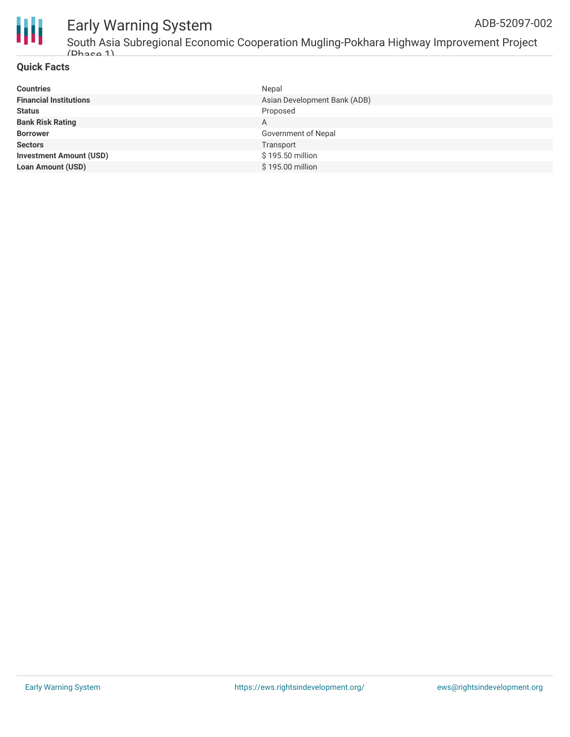## Quick Facts

| | |
|---|---|
| **Countries** | Nepal |
| **Financial Institutions** | Asian Development Bank (ADB) |
| **Status** | Proposed |
| **Bank Risk Rating** | A |
| **Borrower** | Government of Nepal |
| **Sectors** | Transport |
| **Investment Amount (USD)** | $ 195.50 million |
| **Loan Amount (USD)** | $ 195.00 million |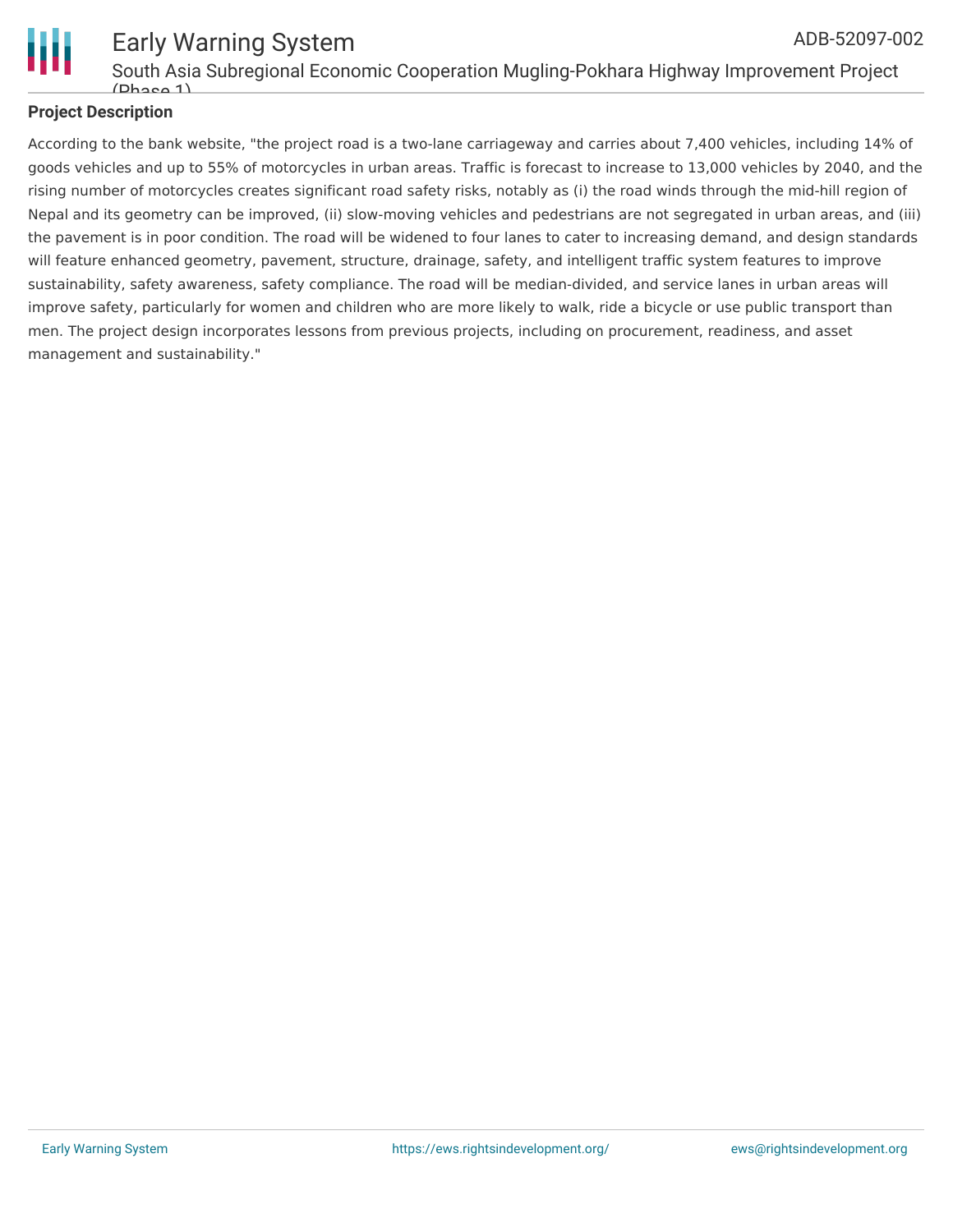**Project Description**

According to the bank website, "the project road is a two-lane carriageway and carries about 7,400 vehicles, including 14% of goods vehicles and up to 55% of motorcycles in urban areas. Traffic is forecast to increase to 13,000 vehicles by 2040, and the rising number of motorcycles creates significant road safety risks, notably as (i) the road winds through the mid-hill region of Nepal and its geometry can be improved, (ii) slow-moving vehicles and pedestrians are not segregated in urban areas, and (iii) the pavement is in poor condition. The road will be widened to four lanes to cater to increasing demand, and design standards will feature enhanced geometry, pavement, structure, drainage, safety, and intelligent traffic system features to improve sustainability, safety awareness, safety compliance. The road will be median-divided, and service lanes in urban areas will improve safety, particularly for women and children who are more likely to walk, ride a bicycle or use public transport than men. The project design incorporates lessons from previous projects, including on procurement, readiness, and asset management and sustainability."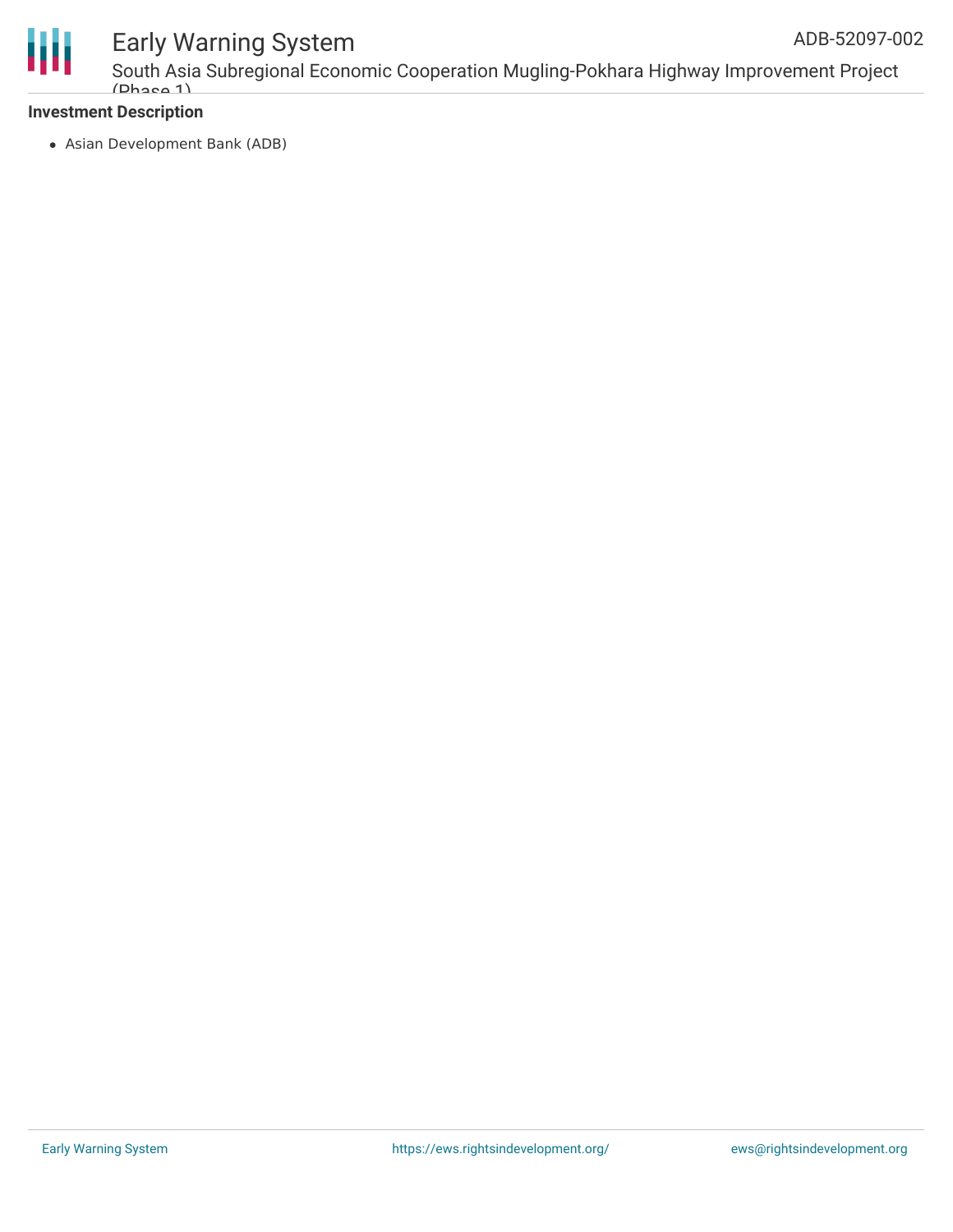**Investment Description**

- Asian Development Bank (ADB)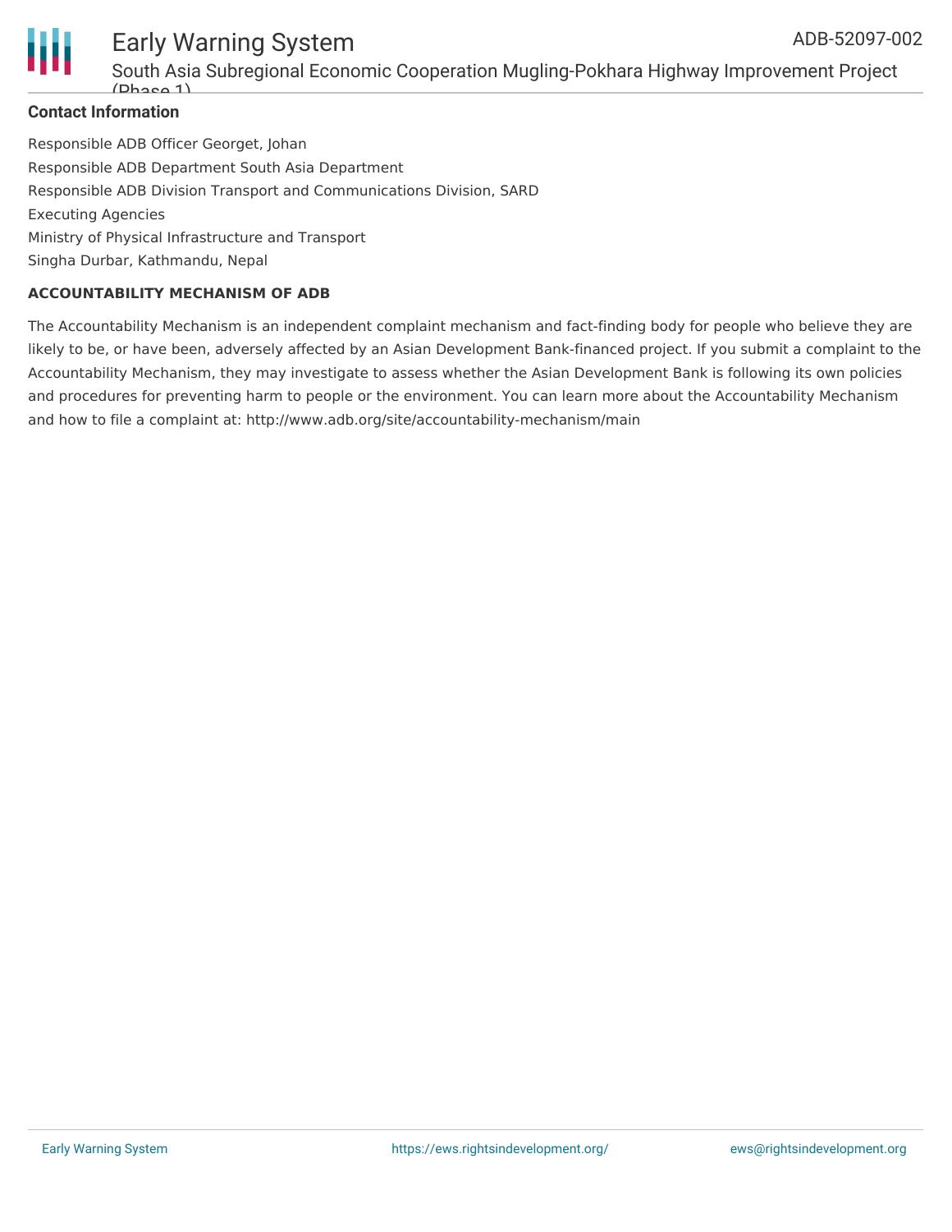### Contact Information

Responsible ADB Officer Georget, Johan
Responsible ADB Department South Asia Department
Responsible ADB Division Transport and Communications Division, SARD
Executing Agencies
Ministry of Physical Infrastructure and Transport
Singha Durbar, Kathmandu, Nepal

#### ACCOUNTABILITY MECHANISM OF ADB

The Accountability Mechanism is an independent complaint mechanism and fact-finding body for people who believe they are likely to be, or have been, adversely affected by an Asian Development Bank-financed project. If you submit a complaint to the Accountability Mechanism, they may investigate to assess whether the Asian Development Bank is following its own policies and procedures for preventing harm to people or the environment. You can learn more about the Accountability Mechanism and how to file a complaint at: http://www.adb.org/site/accountability-mechanism/main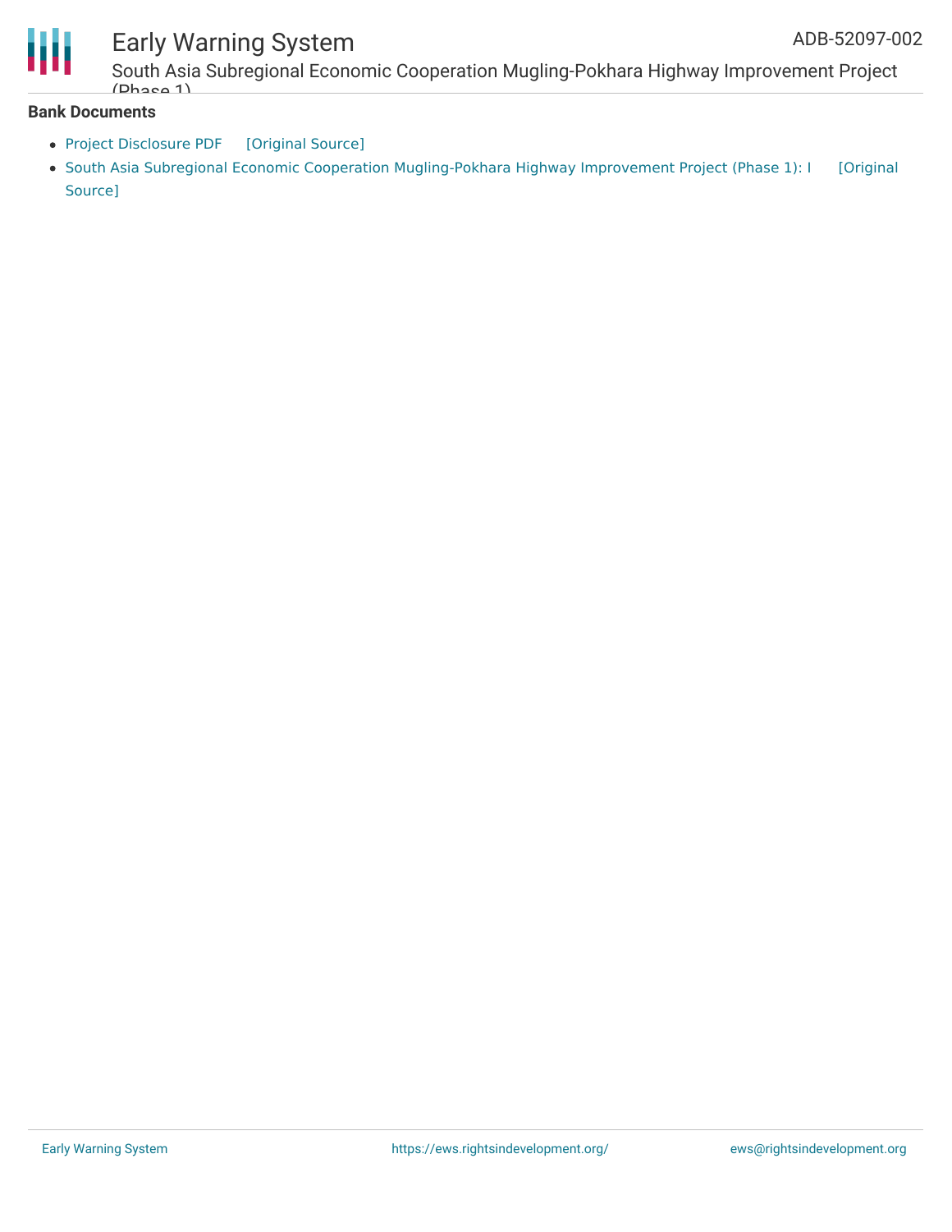**Bank Documents**

- Project Disclosure PDF [Original Source]
- South Asia Subregional Economic Cooperation Mugling-Pokhara Highway Improvement Project (Phase 1): I [Original Source]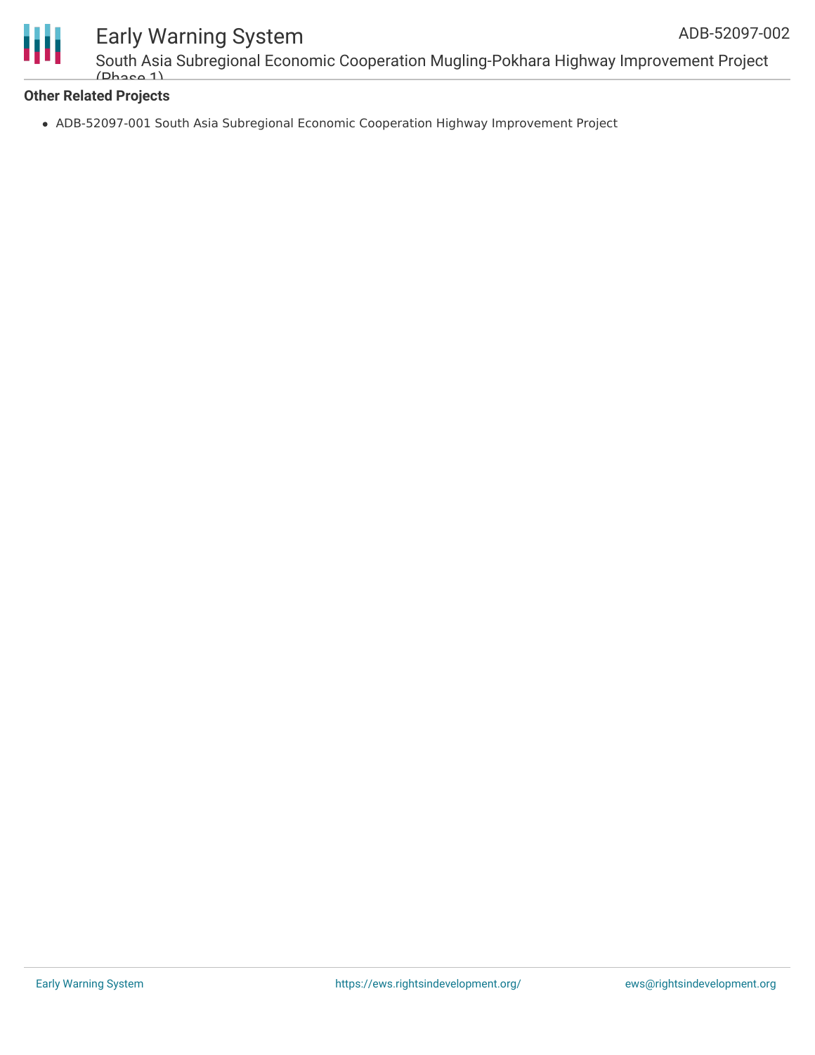**Other Related Projects**

- ADB-52097-001 South Asia Subregional Economic Cooperation Highway Improvement Project